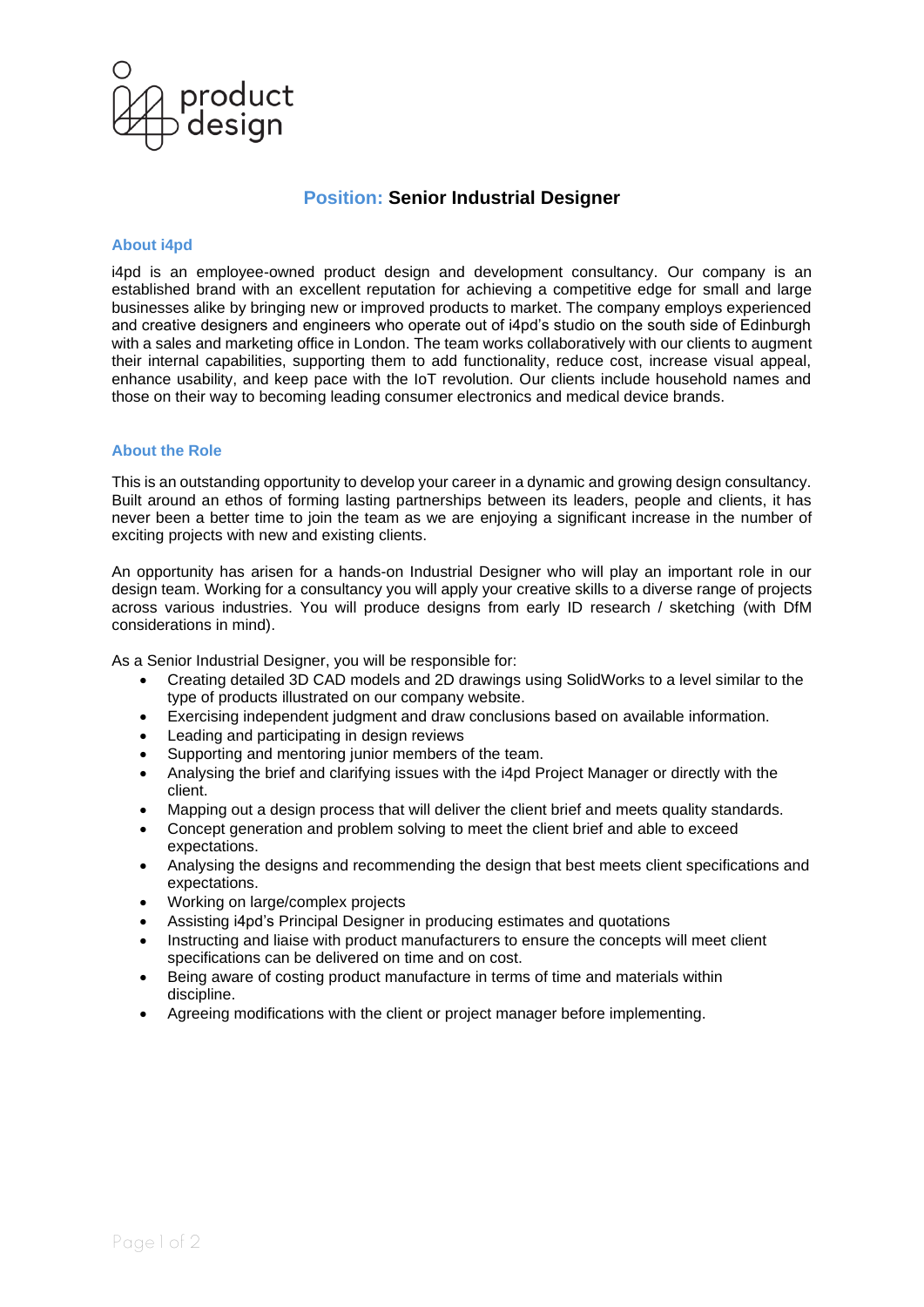product design

# **Position:** Senior Industrial Designer

## About i4pd

i4pd is an employee-owned product design and development consultancy. Our company is an established brand with an excellent reputation for achieving a competitive edge for small and large businesses alike by bringing new or improved products to market. The company employs experienced and creative designers and engineers who operate out of i4pd's studio on the south side of Edinburgh with a sales and marketing office in London. The team works collaboratively with our clients to augment their internal capabilities, supporting them to add functionality, reduce cost, increase visual appeal, enhance usability, and keep pace with the IoT revolution. Our clients include household names and those on their way to becoming leading consumer electronics and medical device brands.

## About the Role

This is an outstanding opportunity to develop your career in a dynamic and growing design consultancy. Built around an ethos of forming lasting partnerships between its leaders, people and clients, it has never been a better time to join the team as we are enjoying a significant increase in the number of exciting projects with new and existing clients.

An opportunity has arisen for a hands-on Industrial Designer who will play an important role in our design team. Working for a consultancy you will apply your creative skills to a diverse range of projects across various industries. You will produce designs from early ID research / sketching (with DfM considerations in mind).

As a Senior Industrial Designer, you will be responsible for:

- Creating detailed 3D CAD models and 2D drawings using SolidWorks to a level similar to the type of products illustrated on our company website.
- Exercising independent judgment and draw conclusions based on available information.
- Leading and participating in design reviews
- Supporting and mentoring junior members of the team.
- Analysing the brief and clarifying issues with the i4pd Project Manager or directly with the client.
- Mapping out a design process that will deliver the client brief and meets quality standards.
- Concept generation and problem solving to meet the client brief and able to exceed expectations.
- Analysing the designs and recommending the design that best meets client specifications and expectations.
- Working on large/complex projects
- Assisting i4pd's Principal Designer in producing estimates and quotations
- Instructing and liaise with product manufacturers to ensure the concepts will meet client specifications can be delivered on time and on cost.
- Being aware of costing product manufacture in terms of time and materials within discipline.
- Agreeing modifications with the client or project manager before implementing.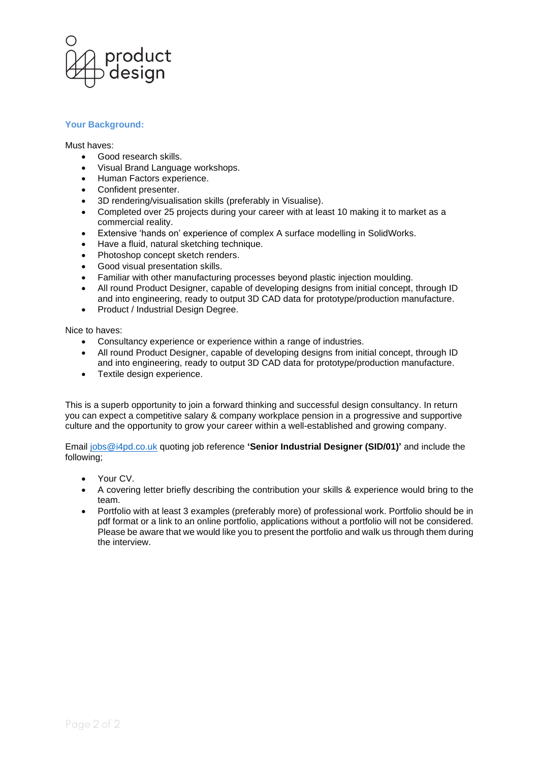### Your Background:

Must haves:

- Good research skills.
- Visual Brand Language workshops.
- Human Factors experience.
- Confident presenter.
- 3D rendering/visualisation skills (preferably in Visualise).
- Completed over 25 projects during your career with at least 10 making it to market as a commercial reality.
- Extensive 'hands on' experience of complex A surface modelling in SolidWorks.
- Have a fluid, natural sketching technique.
- Photoshop concept sketch renders.
- Good visual presentation skills.
- Familiar with other manufacturing processes beyond plastic injection moulding.
- All round Product Designer, capable of developing designs from initial concept, through ID and into engineering, ready to output 3D CAD data for prototype/production manufacture.
- Product / Industrial Design Degree.

Nice to haves:

- Consultancy experience or experience within a range of industries.
- All round Product Designer, capable of developing designs from initial concept, through ID and into engineering, ready to output 3D CAD data for prototype/production manufacture.
- Textile design experience.

This is a superb opportunity to join a forward thinking and successful design consultancy. In return you can expect a competitive salary & company workplace pension in a progressive and supportive culture and the opportunity to grow your career within a well-established and growing company.

Email [jobs@i4pd.co.uk](mailto:jobs@i4pd.co.uk) quoting job reference **'Senior Industrial Designer (SID/01)'** and include the following;

- Your CV.
- A covering letter briefly describing the contribution your skills & experience would bring to the team.
- Portfolio with at least 3 examples (preferably more) of professional work. Portfolio should be in pdf format or a link to an online portfolio, applications without a portfolio will not be considered. Please be aware that we would like you to present the portfolio and walk us through them during the interview.